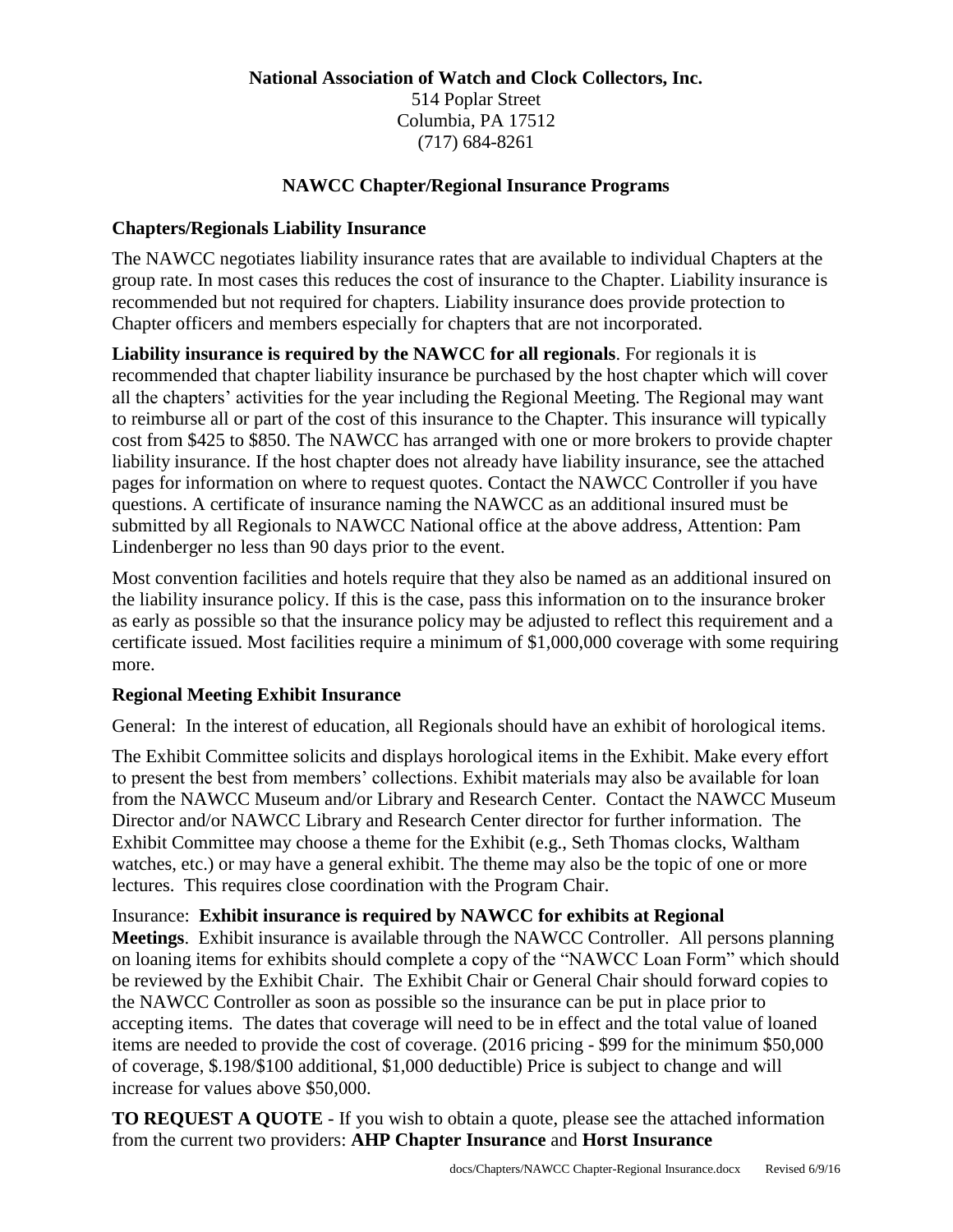**National Association of Watch and Clock Collectors, Inc.**
514 Poplar Street
Columbia, PA 17512
(717) 684-8261

## NAWCC Chapter/Regional Insurance Programs

### Chapters/Regionals Liability Insurance

The NAWCC negotiates liability insurance rates that are available to individual Chapters at the group rate. In most cases this reduces the cost of insurance to the Chapter. Liability insurance is recommended but not required for chapters. Liability insurance does provide protection to Chapter officers and members especially for chapters that are not incorporated.

**Liability insurance is required by the NAWCC for all regionals**. For regionals it is recommended that chapter liability insurance be purchased by the host chapter which will cover all the chapters' activities for the year including the Regional Meeting. The Regional may want to reimburse all or part of the cost of this insurance to the Chapter. This insurance will typically cost from $425 to $850. The NAWCC has arranged with one or more brokers to provide chapter liability insurance. If the host chapter does not already have liability insurance, see the attached pages for information on where to request quotes. Contact the NAWCC Controller if you have questions. A certificate of insurance naming the NAWCC as an additional insured must be submitted by all Regionals to NAWCC National office at the above address, Attention: Pam Lindenberger no less than 90 days prior to the event.

Most convention facilities and hotels require that they also be named as an additional insured on the liability insurance policy. If this is the case, pass this information on to the insurance broker as early as possible so that the insurance policy may be adjusted to reflect this requirement and a certificate issued. Most facilities require a minimum of $1,000,000 coverage with some requiring more.

### Regional Meeting Exhibit Insurance

General: In the interest of education, all Regionals should have an exhibit of horological items.

The Exhibit Committee solicits and displays horological items in the Exhibit. Make every effort to present the best from members' collections. Exhibit materials may also be available for loan from the NAWCC Museum and/or Library and Research Center. Contact the NAWCC Museum Director and/or NAWCC Library and Research Center director for further information. The Exhibit Committee may choose a theme for the Exhibit (e.g., Seth Thomas clocks, Waltham watches, etc.) or may have a general exhibit. The theme may also be the topic of one or more lectures. This requires close coordination with the Program Chair.

Insurance: **Exhibit insurance is required by NAWCC for exhibits at Regional Meetings**. Exhibit insurance is available through the NAWCC Controller. All persons planning on loaning items for exhibits should complete a copy of the "NAWCC Loan Form" which should be reviewed by the Exhibit Chair. The Exhibit Chair or General Chair should forward copies to the NAWCC Controller as soon as possible so the insurance can be put in place prior to accepting items. The dates that coverage will need to be in effect and the total value of loaned items are needed to provide the cost of coverage. (2016 pricing - $99 for the minimum $50,000 of coverage, $.198/$100 additional, $1,000 deductible) Price is subject to change and will increase for values above $50,000.

**TO REQUEST A QUOTE** - If you wish to obtain a quote, please see the attached information from the current two providers: **AHP Chapter Insurance** and **Horst Insurance**

docs/Chapters/NAWCC Chapter-Regional Insurance.docx Revised 6/9/16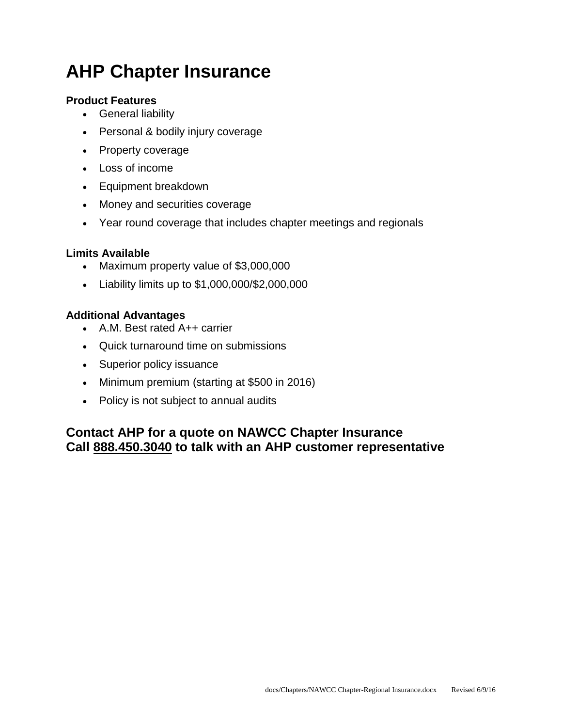# AHP Chapter Insurance

**Product Features**

- General liability
- Personal & bodily injury coverage
- Property coverage
- Loss of income
- Equipment breakdown
- Money and securities coverage
- Year round coverage that includes chapter meetings and regionals

**Limits Available**

- Maximum property value of $3,000,000
- Liability limits up to $1,000,000/$2,000,000

**Additional Advantages**

- A.M. Best rated A++ carrier
- Quick turnaround time on submissions
- Superior policy issuance
- Minimum premium (starting at $500 in 2016)
- Policy is not subject to annual audits

## Contact AHP for a quote on NAWCC Chapter Insurance
## Call 888.450.3040 to talk with an AHP customer representative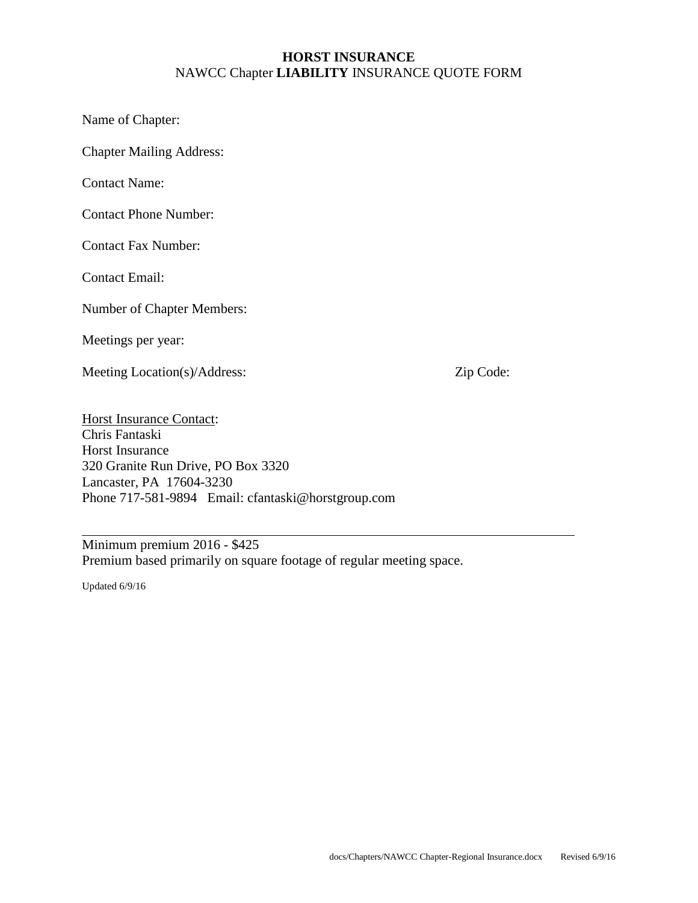**HORST INSURANCE**

NAWCC Chapter **LIABILITY** INSURANCE QUOTE FORM

Name of Chapter:

Chapter Mailing Address:

Contact Name:

Contact Phone Number:

Contact Fax Number:

Contact Email:

Number of Chapter Members:

Meetings per year:

Meeting Location(s)/Address: Zip Code:

<u>Horst Insurance Contact</u>:
Chris Fantaski
Horst Insurance
320 Granite Run Drive, PO Box 3320
Lancaster, PA 17604-3230
Phone 717-581-9894 Email: cfantaski@horstgroup.com

---

Minimum premium 2016 - $425
Premium based primarily on square footage of regular meeting space.

Updated 6/9/16

docs/Chapters/NAWCC Chapter-Regional Insurance.docx Revised 6/9/16